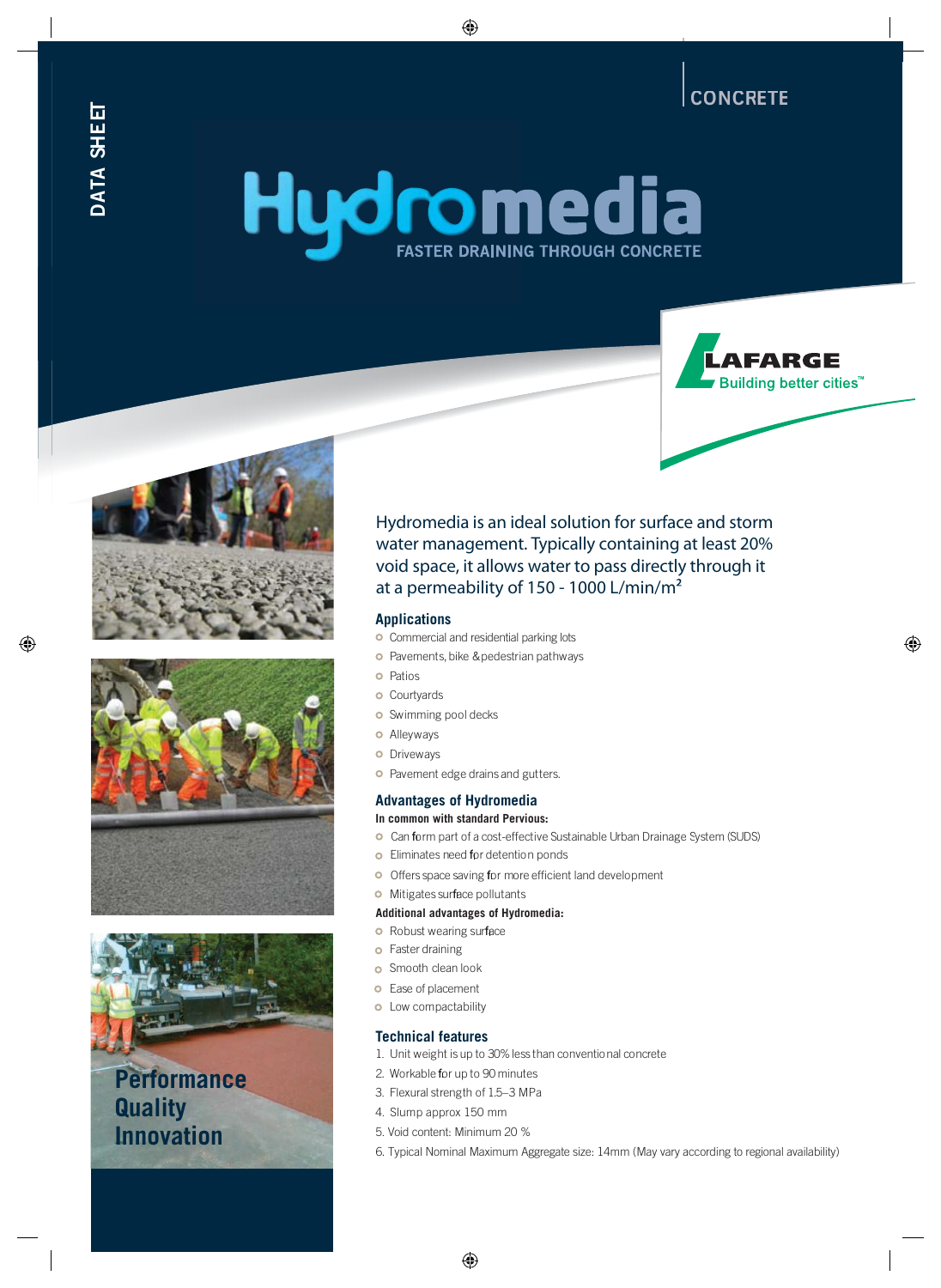DATA SHEET

CONCRETE

# Hydromedia

FASTER DRAINING THROUGH CONCRETE

LAFARGE
Building better cities™

Hydromedia is an ideal solution for surface and storm water management. Typically containing at least 20% void space, it allows water to pass directly through it at a permeability of 150 - 1000 L/min/m²

## Applications

- Commercial and residential parking lots
- Pavements, bike & pedestrian pathways
- Patios
- Courtyards
- Swimming pool decks
- Alleyways
- Driveways
- Pavement edge drains and gutters.

## Advantages of Hydromedia

**In common with standard Pervious:**

- Can form part of a cost-effective Sustainable Urban Drainage System (SUDS)
- Eliminates need for detention ponds
- Offers space saving for more efficient land development
- Mitigates surface pollutants

**Additional advantages of Hydromedia:**

- Robust wearing surface
- Faster draining
- Smooth clean look
- Ease of placement
- Low compactability

## Technical features

1. Unit weight is up to 30% less than conventional concrete
2. Workable for up to 90 minutes
3. Flexural strength of 1.5–3 MPa
4. Slump approx 150 mm
5. Void content: Minimum 20 %
6. Typical Nominal Maximum Aggregate size: 14mm (May vary according to regional availability)

**Performance**
**Quality**
**Innovation**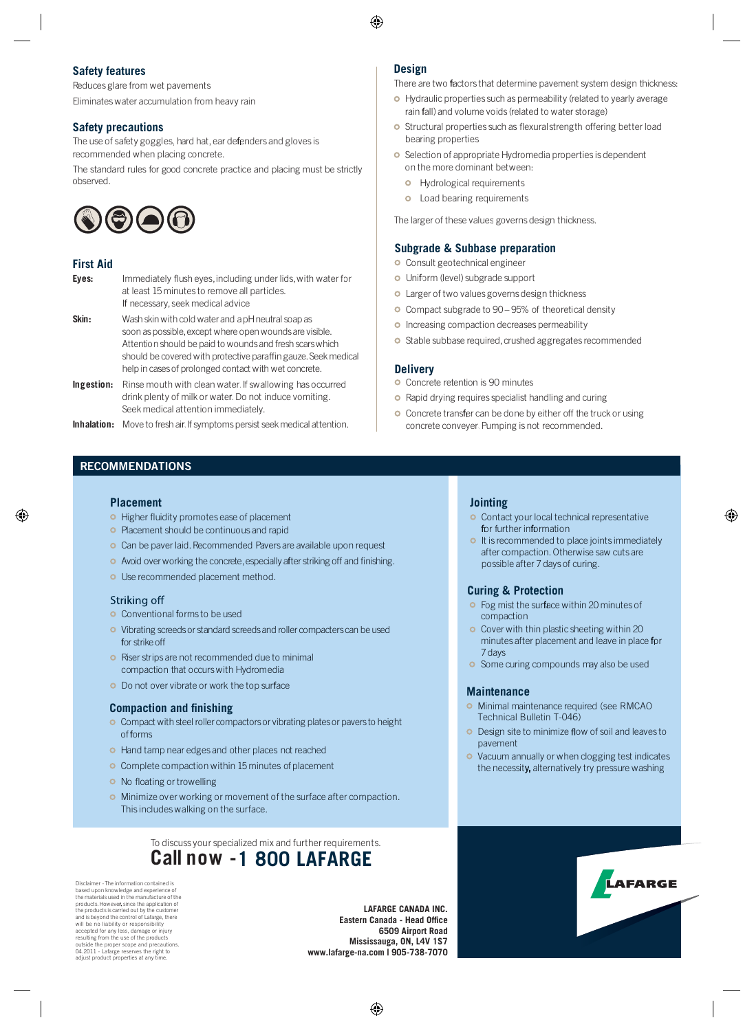## Safety features

Reduces glare from wet pavements

Eliminates water accumulation from heavy rain

## Safety precautions

The use of safety goggles, hard hat, ear defenders and gloves is recommended when placing concrete.

The standard rules for good concrete practice and placing must be strictly observed.

## First Aid

**Eyes:** Immediately flush eyes, including under lids, with water for at least 15 minutes to remove all particles. If necessary, seek medical advice

**Skin:** Wash skin with cold water and a pH neutral soap as soon as possible, except where open wounds are visible. Attention should be paid to wounds and fresh scars which should be covered with protective paraffin gauze. Seek medical help in cases of prolonged contact with wet concrete.

**Ingestion:** Rinse mouth with clean water. If swallowing has occurred drink plenty of milk or water. Do not induce vomiting. Seek medical attention immediately.

**Inhalation:** Move to fresh air. If symptoms persist seek medical attention.

## Design

There are two factors that determine pavement system design thickness:

- Hydraulic properties such as permeability (related to yearly average rain fall) and volume voids (related to water storage)
- Structural properties such as flexural strength offering better load bearing properties
- Selection of appropriate Hydromedia properties is dependent on the more dominant between:
  - Hydrological requirements
  - Load bearing requirements

The larger of these values governs design thickness.

## Subgrade & Subbase preparation

- Consult geotechnical engineer
- Uniform (level) subgrade support
- Larger of two values governs design thickness
- Compact subgrade to 90 – 95% of theoretical density
- Increasing compaction decreases permeability
- Stable subbase required, crushed aggregates recommended

## Delivery

- Concrete retention is 90 minutes
- Rapid drying requires specialist handling and curing
- Concrete transfer can be done by either off the truck or using concrete conveyor. Pumping is not recommended.

# RECOMMENDATIONS

## Placement

- Higher fluidity promotes ease of placement
- Placement should be continuous and rapid
- Can be paver laid. Recommended Pavers are available upon request
- Avoid over working the concrete, especially after striking off and finishing.
- Use recommended placement method.

## Striking off

- Conventional forms to be used
- Vibrating screeds or standard screeds and roller compacters can be used for strike off
- Riser strips are not recommended due to minimal compaction that occurs with Hydromedia
- Do not over vibrate or work the top surface

## Compaction and finishing

- Compact with steel roller compactors or vibrating plates or pavers to height of forms
- Hand tamp near edges and other places not reached
- Complete compaction within 15 minutes of placement
- No floating or trowelling
- Minimize over working or movement of the surface after compaction. This includes walking on the surface.

## Jointing

- Contact your local technical representative for further information
- It is recommended to place joints immediately after compaction. Otherwise saw cuts are possible after 7 days of curing.

## Curing & Protection

- Fog mist the surface within 20 minutes of compaction
- Cover with thin plastic sheeting within 20 minutes after placement and leave in place for 7 days
- Some curing compounds may also be used

## Maintenance

- Minimal maintenance required (see RMCAO Technical Bulletin T-046)
- Design site to minimize flow of soil and leaves to pavement
- Vacuum annually or when clogging test indicates the necessity, alternatively try pressure washing

To discuss your specialized mix and further requirements.

**Call now -1 800 LAFARGE**

Disclaimer - The information contained is based upon knowledge and experience of the materials used in the manufacture of the products. However, since the application of the products is carried out by the customer and is beyond the control of Lafarge, there will be no liability or responsibility accepted for any loss, damage or injury resulting from the use of the products outside the proper scope and precautions. 04.2011 - Lafarge reserves the right to adjust product properties at any time.

**LAFARGE CANADA INC.**
**Eastern Canada - Head Office**
**6509 Airport Road**
**Mississauga, ON, L4V 1S7**
**www.lafarge-na.com | 905-738-7070**

LAFARGE